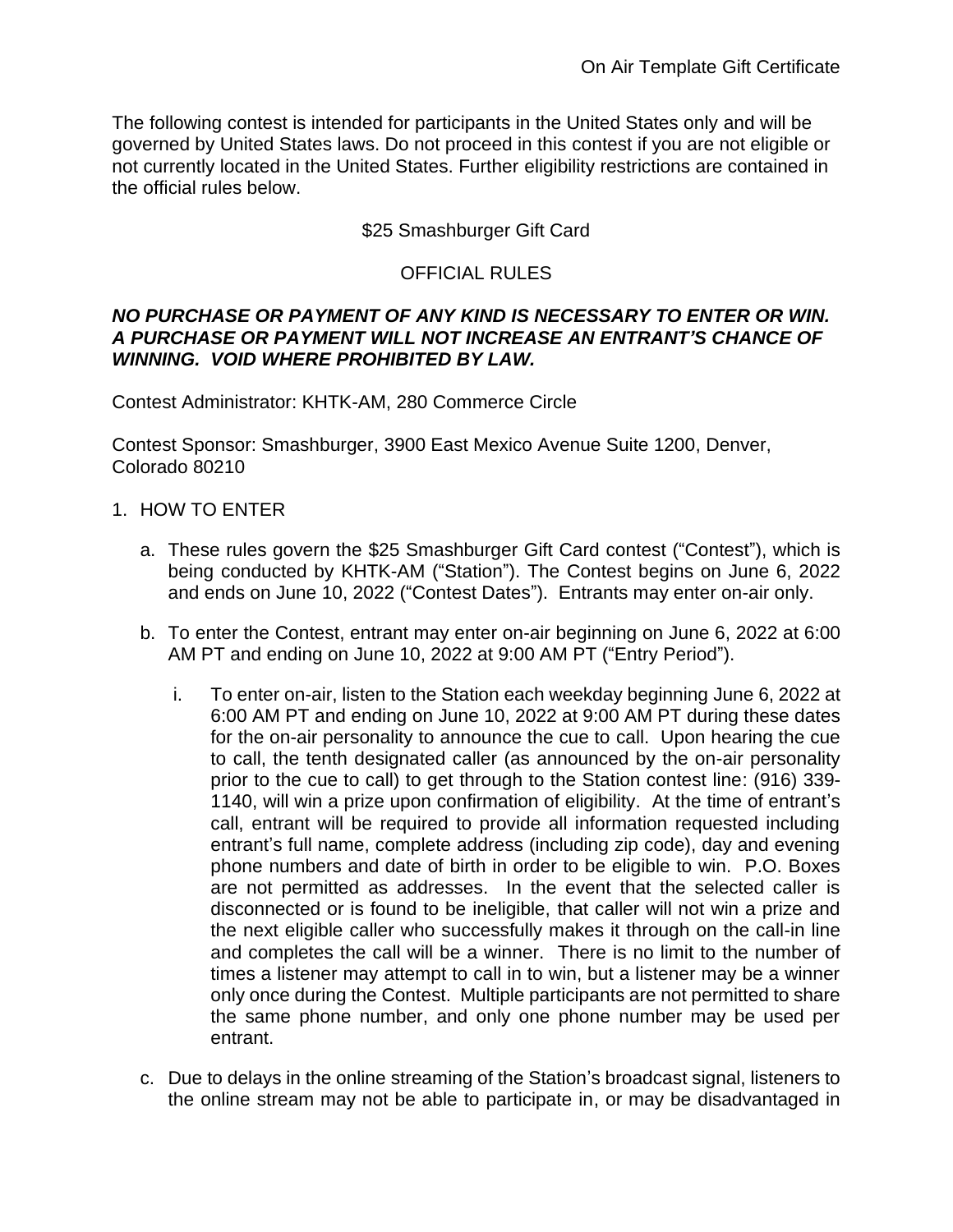On Air Template Gift Certificate

The following contest is intended for participants in the United States only and will be governed by United States laws. Do not proceed in this contest if you are not eligible or not currently located in the United States. Further eligibility restrictions are contained in the official rules below.

$25 Smashburger Gift Card

OFFICIAL RULES

***NO PURCHASE OR PAYMENT OF ANY KIND IS NECESSARY TO ENTER OR WIN. A PURCHASE OR PAYMENT WILL NOT INCREASE AN ENTRANT'S CHANCE OF WINNING. VOID WHERE PROHIBITED BY LAW.***

Contest Administrator: KHTK-AM, 280 Commerce Circle

Contest Sponsor: Smashburger, 3900 East Mexico Avenue Suite 1200, Denver, Colorado 80210

1. HOW TO ENTER

   a. These rules govern the $25 Smashburger Gift Card contest ("Contest"), which is being conducted by KHTK-AM ("Station"). The Contest begins on June 6, 2022 and ends on June 10, 2022 ("Contest Dates"). Entrants may enter on-air only.

   b. To enter the Contest, entrant may enter on-air beginning on June 6, 2022 at 6:00 AM PT and ending on June 10, 2022 at 9:00 AM PT ("Entry Period").

      i. To enter on-air, listen to the Station each weekday beginning June 6, 2022 at 6:00 AM PT and ending on June 10, 2022 at 9:00 AM PT during these dates for the on-air personality to announce the cue to call. Upon hearing the cue to call, the tenth designated caller (as announced by the on-air personality prior to the cue to call) to get through to the Station contest line: (916) 339-1140, will win a prize upon confirmation of eligibility. At the time of entrant's call, entrant will be required to provide all information requested including entrant's full name, complete address (including zip code), day and evening phone numbers and date of birth in order to be eligible to win. P.O. Boxes are not permitted as addresses. In the event that the selected caller is disconnected or is found to be ineligible, that caller will not win a prize and the next eligible caller who successfully makes it through on the call-in line and completes the call will be a winner. There is no limit to the number of times a listener may attempt to call in to win, but a listener may be a winner only once during the Contest. Multiple participants are not permitted to share the same phone number, and only one phone number may be used per entrant.

   c. Due to delays in the online streaming of the Station's broadcast signal, listeners to the online stream may not be able to participate in, or may be disadvantaged in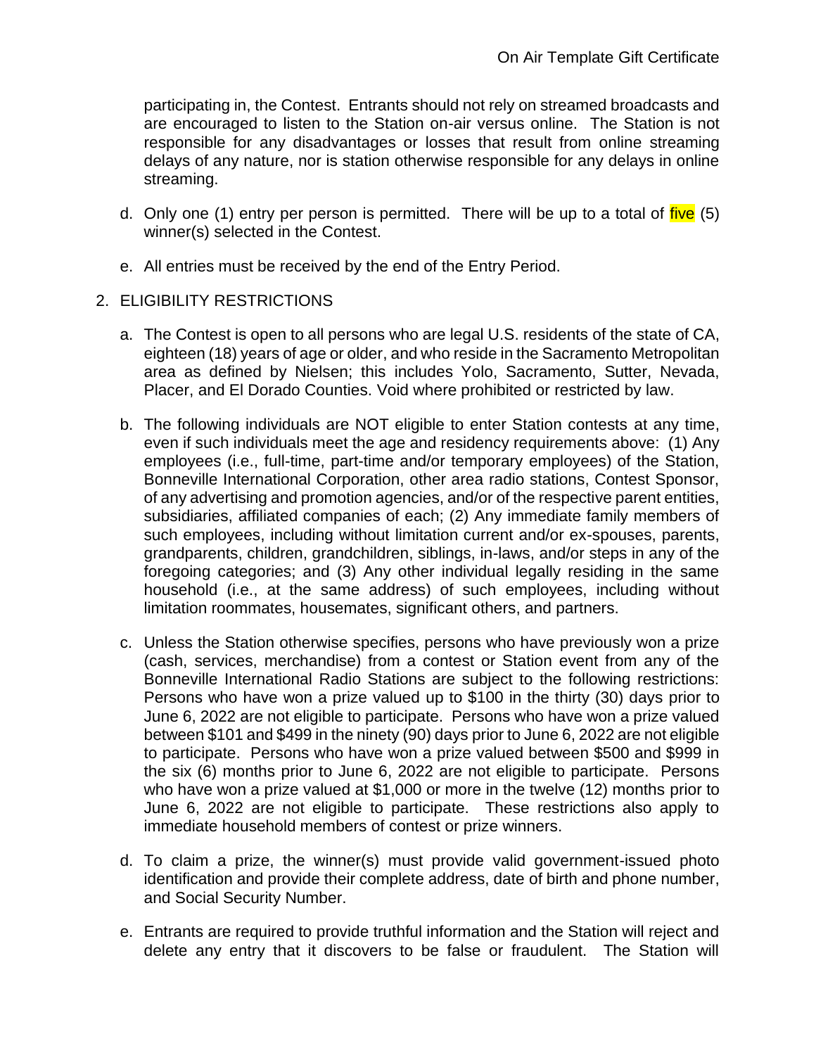participating in, the Contest. Entrants should not rely on streamed broadcasts and are encouraged to listen to the Station on-air versus online. The Station is not responsible for any disadvantages or losses that result from online streaming delays of any nature, nor is station otherwise responsible for any delays in online streaming.

d. Only one (1) entry per person is permitted. There will be up to a total of five (5) winner(s) selected in the Contest.

e. All entries must be received by the end of the Entry Period.

2. ELIGIBILITY RESTRICTIONS

a. The Contest is open to all persons who are legal U.S. residents of the state of CA, eighteen (18) years of age or older, and who reside in the Sacramento Metropolitan area as defined by Nielsen; this includes Yolo, Sacramento, Sutter, Nevada, Placer, and El Dorado Counties. Void where prohibited or restricted by law.

b. The following individuals are NOT eligible to enter Station contests at any time, even if such individuals meet the age and residency requirements above: (1) Any employees (i.e., full-time, part-time and/or temporary employees) of the Station, Bonneville International Corporation, other area radio stations, Contest Sponsor, of any advertising and promotion agencies, and/or of the respective parent entities, subsidiaries, affiliated companies of each; (2) Any immediate family members of such employees, including without limitation current and/or ex-spouses, parents, grandparents, children, grandchildren, siblings, in-laws, and/or steps in any of the foregoing categories; and (3) Any other individual legally residing in the same household (i.e., at the same address) of such employees, including without limitation roommates, housemates, significant others, and partners.

c. Unless the Station otherwise specifies, persons who have previously won a prize (cash, services, merchandise) from a contest or Station event from any of the Bonneville International Radio Stations are subject to the following restrictions: Persons who have won a prize valued up to $100 in the thirty (30) days prior to June 6, 2022 are not eligible to participate. Persons who have won a prize valued between $101 and $499 in the ninety (90) days prior to June 6, 2022 are not eligible to participate. Persons who have won a prize valued between $500 and $999 in the six (6) months prior to June 6, 2022 are not eligible to participate. Persons who have won a prize valued at $1,000 or more in the twelve (12) months prior to June 6, 2022 are not eligible to participate. These restrictions also apply to immediate household members of contest or prize winners.

d. To claim a prize, the winner(s) must provide valid government-issued photo identification and provide their complete address, date of birth and phone number, and Social Security Number.

e. Entrants are required to provide truthful information and the Station will reject and delete any entry that it discovers to be false or fraudulent. The Station will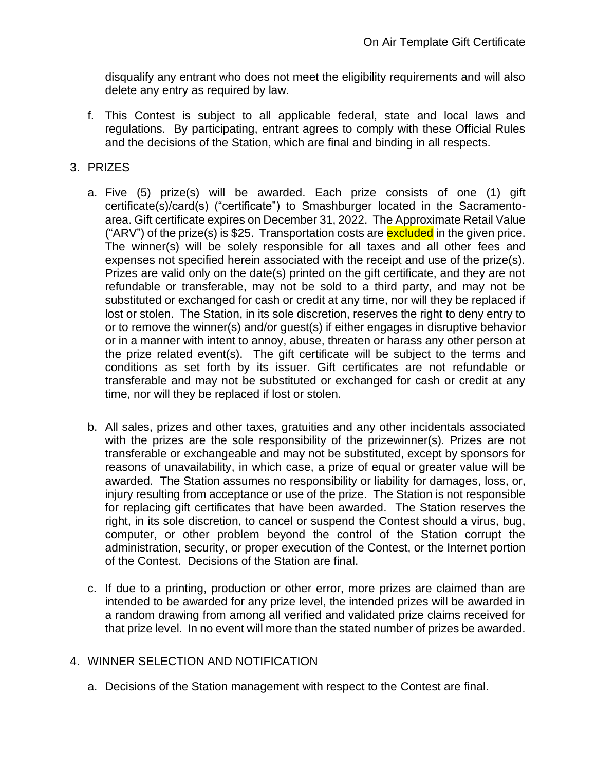disqualify any entrant who does not meet the eligibility requirements and will also delete any entry as required by law.

f. This Contest is subject to all applicable federal, state and local laws and regulations. By participating, entrant agrees to comply with these Official Rules and the decisions of the Station, which are final and binding in all respects.

3. PRIZES

   a. Five (5) prize(s) will be awarded. Each prize consists of one (1) gift certificate(s)/card(s) ("certificate") to Smashburger located in the Sacramento-area. Gift certificate expires on December 31, 2022. The Approximate Retail Value ("ARV") of the prize(s) is $25. Transportation costs are excluded in the given price. The winner(s) will be solely responsible for all taxes and all other fees and expenses not specified herein associated with the receipt and use of the prize(s). Prizes are valid only on the date(s) printed on the gift certificate, and they are not refundable or transferable, may not be sold to a third party, and may not be substituted or exchanged for cash or credit at any time, nor will they be replaced if lost or stolen. The Station, in its sole discretion, reserves the right to deny entry to or to remove the winner(s) and/or guest(s) if either engages in disruptive behavior or in a manner with intent to annoy, abuse, threaten or harass any other person at the prize related event(s). The gift certificate will be subject to the terms and conditions as set forth by its issuer. Gift certificates are not refundable or transferable and may not be substituted or exchanged for cash or credit at any time, nor will they be replaced if lost or stolen.

   b. All sales, prizes and other taxes, gratuities and any other incidentals associated with the prizes are the sole responsibility of the prizewinner(s). Prizes are not transferable or exchangeable and may not be substituted, except by sponsors for reasons of unavailability, in which case, a prize of equal or greater value will be awarded. The Station assumes no responsibility or liability for damages, loss, or, injury resulting from acceptance or use of the prize. The Station is not responsible for replacing gift certificates that have been awarded. The Station reserves the right, in its sole discretion, to cancel or suspend the Contest should a virus, bug, computer, or other problem beyond the control of the Station corrupt the administration, security, or proper execution of the Contest, or the Internet portion of the Contest. Decisions of the Station are final.

   c. If due to a printing, production or other error, more prizes are claimed than are intended to be awarded for any prize level, the intended prizes will be awarded in a random drawing from among all verified and validated prize claims received for that prize level. In no event will more than the stated number of prizes be awarded.

4. WINNER SELECTION AND NOTIFICATION

   a. Decisions of the Station management with respect to the Contest are final.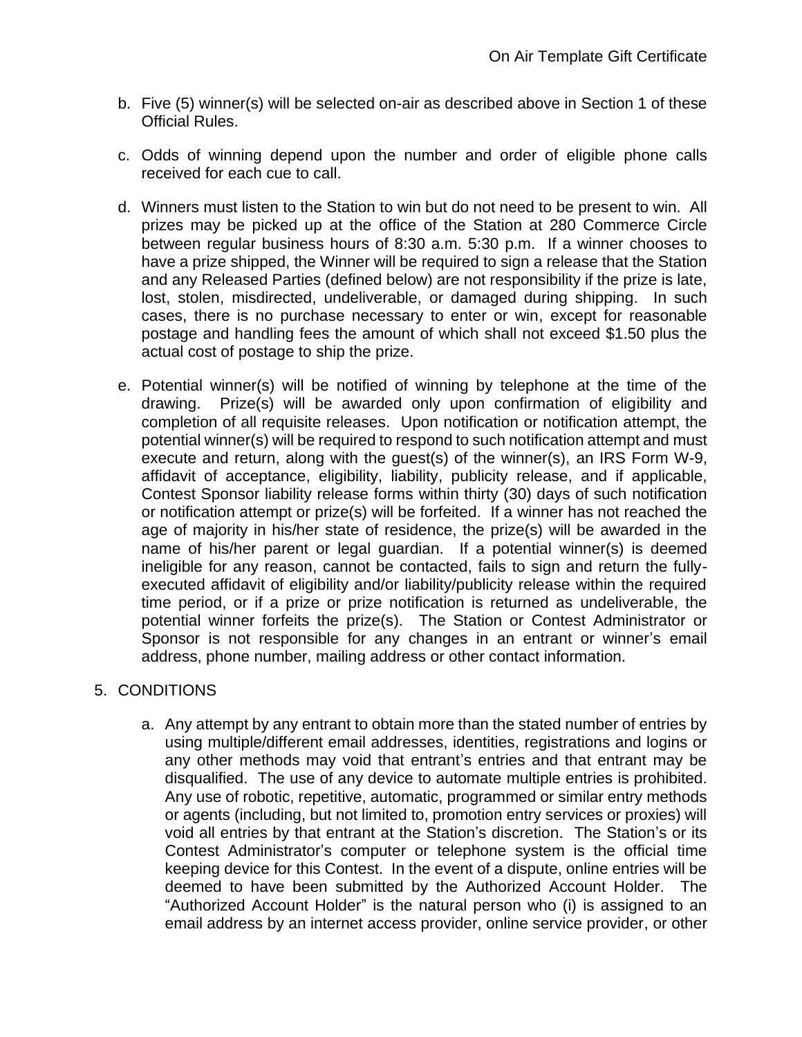b. Five (5) winner(s) will be selected on-air as described above in Section 1 of these Official Rules.

c. Odds of winning depend upon the number and order of eligible phone calls received for each cue to call.

d. Winners must listen to the Station to win but do not need to be present to win. All prizes may be picked up at the office of the Station at 280 Commerce Circle between regular business hours of 8:30 a.m. 5:30 p.m. If a winner chooses to have a prize shipped, the Winner will be required to sign a release that the Station and any Released Parties (defined below) are not responsibility if the prize is late, lost, stolen, misdirected, undeliverable, or damaged during shipping. In such cases, there is no purchase necessary to enter or win, except for reasonable postage and handling fees the amount of which shall not exceed $1.50 plus the actual cost of postage to ship the prize.

e. Potential winner(s) will be notified of winning by telephone at the time of the drawing. Prize(s) will be awarded only upon confirmation of eligibility and completion of all requisite releases. Upon notification or notification attempt, the potential winner(s) will be required to respond to such notification attempt and must execute and return, along with the guest(s) of the winner(s), an IRS Form W-9, affidavit of acceptance, eligibility, liability, publicity release, and if applicable, Contest Sponsor liability release forms within thirty (30) days of such notification or notification attempt or prize(s) will be forfeited. If a winner has not reached the age of majority in his/her state of residence, the prize(s) will be awarded in the name of his/her parent or legal guardian. If a potential winner(s) is deemed ineligible for any reason, cannot be contacted, fails to sign and return the fully-executed affidavit of eligibility and/or liability/publicity release within the required time period, or if a prize or prize notification is returned as undeliverable, the potential winner forfeits the prize(s). The Station or Contest Administrator or Sponsor is not responsible for any changes in an entrant or winner's email address, phone number, mailing address or other contact information.

5. CONDITIONS

   a. Any attempt by any entrant to obtain more than the stated number of entries by using multiple/different email addresses, identities, registrations and logins or any other methods may void that entrant's entries and that entrant may be disqualified. The use of any device to automate multiple entries is prohibited. Any use of robotic, repetitive, automatic, programmed or similar entry methods or agents (including, but not limited to, promotion entry services or proxies) will void all entries by that entrant at the Station's discretion. The Station's or its Contest Administrator's computer or telephone system is the official time keeping device for this Contest. In the event of a dispute, online entries will be deemed to have been submitted by the Authorized Account Holder. The "Authorized Account Holder" is the natural person who (i) is assigned to an email address by an internet access provider, online service provider, or other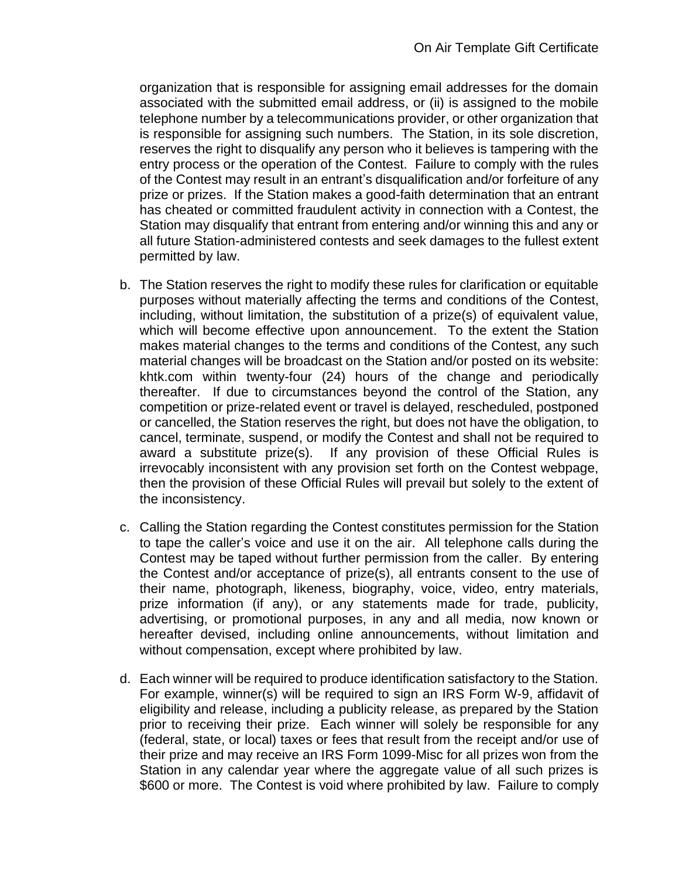organization that is responsible for assigning email addresses for the domain associated with the submitted email address, or (ii) is assigned to the mobile telephone number by a telecommunications provider, or other organization that is responsible for assigning such numbers. The Station, in its sole discretion, reserves the right to disqualify any person who it believes is tampering with the entry process or the operation of the Contest. Failure to comply with the rules of the Contest may result in an entrant's disqualification and/or forfeiture of any prize or prizes. If the Station makes a good-faith determination that an entrant has cheated or committed fraudulent activity in connection with a Contest, the Station may disqualify that entrant from entering and/or winning this and any or all future Station-administered contests and seek damages to the fullest extent permitted by law.

b. The Station reserves the right to modify these rules for clarification or equitable purposes without materially affecting the terms and conditions of the Contest, including, without limitation, the substitution of a prize(s) of equivalent value, which will become effective upon announcement. To the extent the Station makes material changes to the terms and conditions of the Contest, any such material changes will be broadcast on the Station and/or posted on its website: khtk.com within twenty-four (24) hours of the change and periodically thereafter. If due to circumstances beyond the control of the Station, any competition or prize-related event or travel is delayed, rescheduled, postponed or cancelled, the Station reserves the right, but does not have the obligation, to cancel, terminate, suspend, or modify the Contest and shall not be required to award a substitute prize(s). If any provision of these Official Rules is irrevocably inconsistent with any provision set forth on the Contest webpage, then the provision of these Official Rules will prevail but solely to the extent of the inconsistency.

c. Calling the Station regarding the Contest constitutes permission for the Station to tape the caller's voice and use it on the air. All telephone calls during the Contest may be taped without further permission from the caller. By entering the Contest and/or acceptance of prize(s), all entrants consent to the use of their name, photograph, likeness, biography, voice, video, entry materials, prize information (if any), or any statements made for trade, publicity, advertising, or promotional purposes, in any and all media, now known or hereafter devised, including online announcements, without limitation and without compensation, except where prohibited by law.

d. Each winner will be required to produce identification satisfactory to the Station. For example, winner(s) will be required to sign an IRS Form W-9, affidavit of eligibility and release, including a publicity release, as prepared by the Station prior to receiving their prize. Each winner will solely be responsible for any (federal, state, or local) taxes or fees that result from the receipt and/or use of their prize and may receive an IRS Form 1099-Misc for all prizes won from the Station in any calendar year where the aggregate value of all such prizes is $600 or more. The Contest is void where prohibited by law. Failure to comply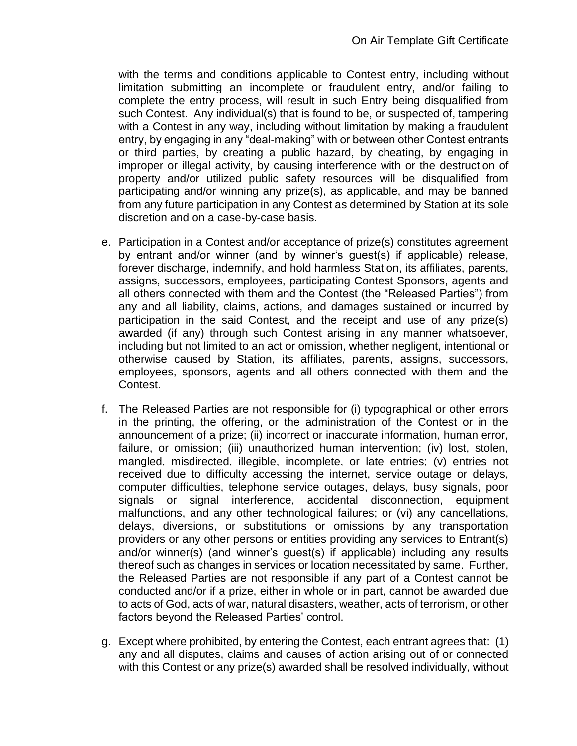with the terms and conditions applicable to Contest entry, including without limitation submitting an incomplete or fraudulent entry, and/or failing to complete the entry process, will result in such Entry being disqualified from such Contest. Any individual(s) that is found to be, or suspected of, tampering with a Contest in any way, including without limitation by making a fraudulent entry, by engaging in any "deal-making" with or between other Contest entrants or third parties, by creating a public hazard, by cheating, by engaging in improper or illegal activity, by causing interference with or the destruction of property and/or utilized public safety resources will be disqualified from participating and/or winning any prize(s), as applicable, and may be banned from any future participation in any Contest as determined by Station at its sole discretion and on a case-by-case basis.

e. Participation in a Contest and/or acceptance of prize(s) constitutes agreement by entrant and/or winner (and by winner's guest(s) if applicable) release, forever discharge, indemnify, and hold harmless Station, its affiliates, parents, assigns, successors, employees, participating Contest Sponsors, agents and all others connected with them and the Contest (the "Released Parties") from any and all liability, claims, actions, and damages sustained or incurred by participation in the said Contest, and the receipt and use of any prize(s) awarded (if any) through such Contest arising in any manner whatsoever, including but not limited to an act or omission, whether negligent, intentional or otherwise caused by Station, its affiliates, parents, assigns, successors, employees, sponsors, agents and all others connected with them and the Contest.

f. The Released Parties are not responsible for (i) typographical or other errors in the printing, the offering, or the administration of the Contest or in the announcement of a prize; (ii) incorrect or inaccurate information, human error, failure, or omission; (iii) unauthorized human intervention; (iv) lost, stolen, mangled, misdirected, illegible, incomplete, or late entries; (v) entries not received due to difficulty accessing the internet, service outage or delays, computer difficulties, telephone service outages, delays, busy signals, poor signals or signal interference, accidental disconnection, equipment malfunctions, and any other technological failures; or (vi) any cancellations, delays, diversions, or substitutions or omissions by any transportation providers or any other persons or entities providing any services to Entrant(s) and/or winner(s) (and winner's guest(s) if applicable) including any results thereof such as changes in services or location necessitated by same. Further, the Released Parties are not responsible if any part of a Contest cannot be conducted and/or if a prize, either in whole or in part, cannot be awarded due to acts of God, acts of war, natural disasters, weather, acts of terrorism, or other factors beyond the Released Parties' control.

g. Except where prohibited, by entering the Contest, each entrant agrees that: (1) any and all disputes, claims and causes of action arising out of or connected with this Contest or any prize(s) awarded shall be resolved individually, without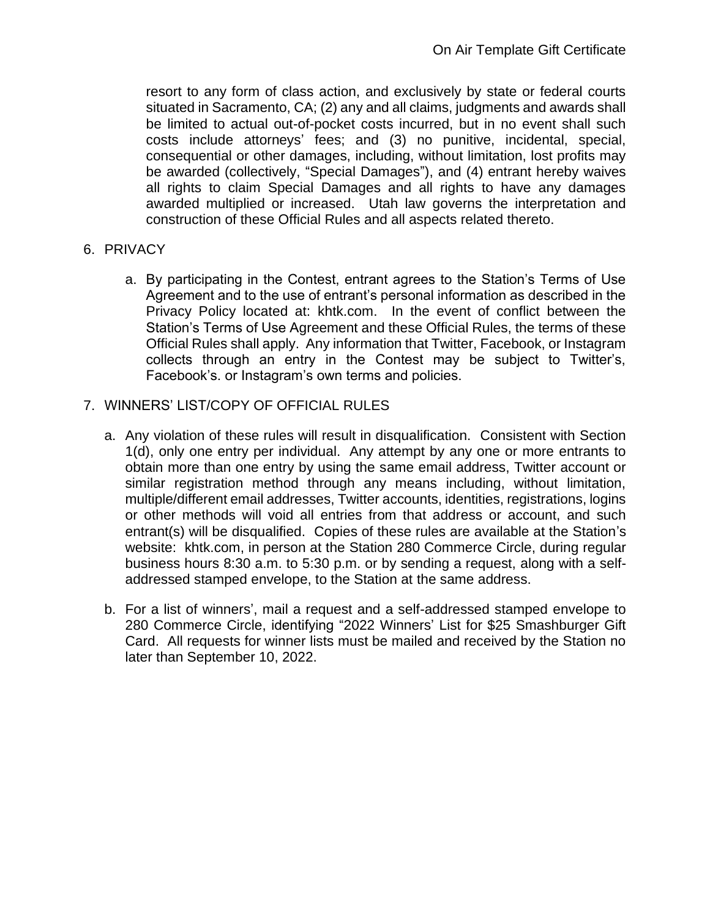resort to any form of class action, and exclusively by state or federal courts situated in Sacramento, CA; (2) any and all claims, judgments and awards shall be limited to actual out-of-pocket costs incurred, but in no event shall such costs include attorneys' fees; and (3) no punitive, incidental, special, consequential or other damages, including, without limitation, lost profits may be awarded (collectively, "Special Damages"), and (4) entrant hereby waives all rights to claim Special Damages and all rights to have any damages awarded multiplied or increased. Utah law governs the interpretation and construction of these Official Rules and all aspects related thereto.

6. PRIVACY

   a. By participating in the Contest, entrant agrees to the Station's Terms of Use Agreement and to the use of entrant's personal information as described in the Privacy Policy located at: khtk.com. In the event of conflict between the Station's Terms of Use Agreement and these Official Rules, the terms of these Official Rules shall apply. Any information that Twitter, Facebook, or Instagram collects through an entry in the Contest may be subject to Twitter's, Facebook's. or Instagram's own terms and policies.

7. WINNERS' LIST/COPY OF OFFICIAL RULES

   a. Any violation of these rules will result in disqualification. Consistent with Section 1(d), only one entry per individual. Any attempt by any one or more entrants to obtain more than one entry by using the same email address, Twitter account or similar registration method through any means including, without limitation, multiple/different email addresses, Twitter accounts, identities, registrations, logins or other methods will void all entries from that address or account, and such entrant(s) will be disqualified. Copies of these rules are available at the Station's website: khtk.com, in person at the Station 280 Commerce Circle, during regular business hours 8:30 a.m. to 5:30 p.m. or by sending a request, along with a self-addressed stamped envelope, to the Station at the same address.

   b. For a list of winners', mail a request and a self-addressed stamped envelope to 280 Commerce Circle, identifying "2022 Winners' List for $25 Smashburger Gift Card. All requests for winner lists must be mailed and received by the Station no later than September 10, 2022.